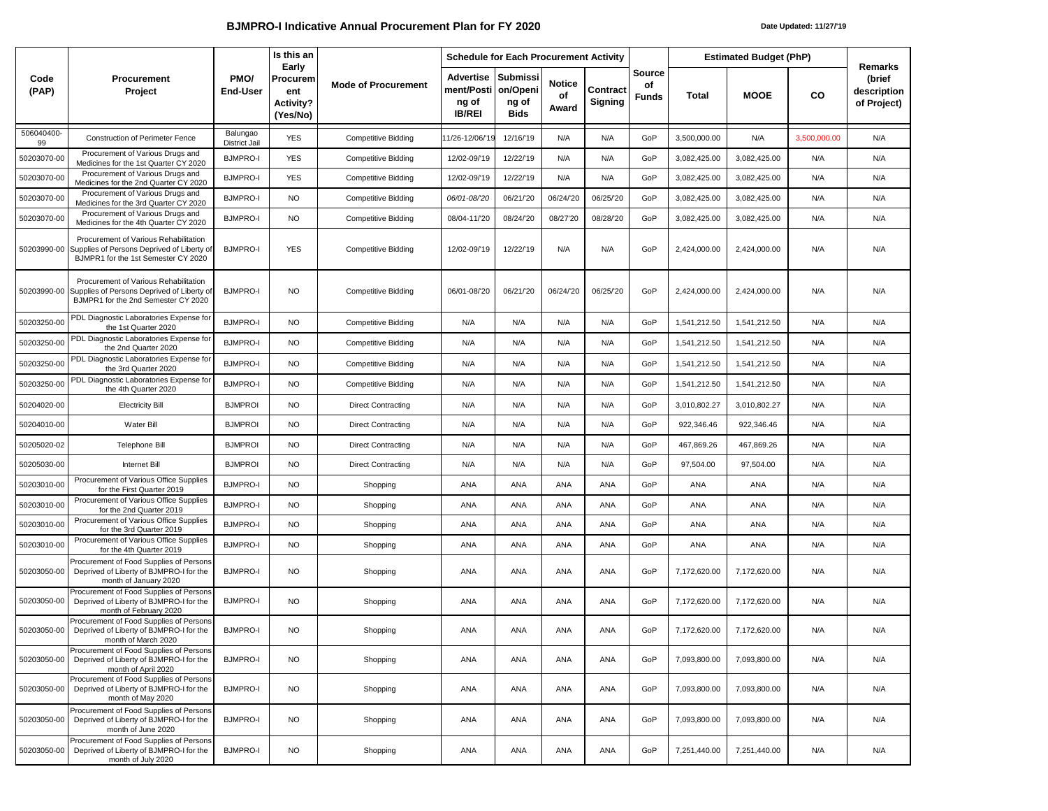## BJMPRO-I Indicative Annual Procurement Plan for FY 2020

Date Updated: 11/27/'19

| Code (PAP) | Procurement Project | PMO/ End-User | Is this an Early Procurement Activity? (Yes/No) | Mode of Procurement | Schedule for Each Procurement Activity | | | | Source of Funds | Estimated Budget (PhP) | | | Remarks (brief description of Project) |
|---|---|---|---|---|---|---|---|---|---|---|---|---|---|
| | | | | | Advertisement/Posting of IB/REI | Submission/Opening of Bids | Notice of Award | Contract Signing | | Total | MOOE | CO | |
| 506040400-99 | Construction of Perimeter Fence | Balungao District Jail | YES | Competitive Bidding | 11/26-12/06/'19 | 12/16/'19 | N/A | N/A | GoP | 3,500,000.00 | N/A | 3,500,000.00 | N/A |
| 50203070-00 | Procurement of Various Drugs and Medicines for the 1st Quarter CY 2020 | BJMPRO-I | YES | Competitive Bidding | 12/02-09/'19 | 12/22/'19 | N/A | N/A | GoP | 3,082,425.00 | 3,082,425.00 | N/A | N/A |
| 50203070-00 | Procurement of Various Drugs and Medicines for the 2nd Quarter CY 2020 | BJMPRO-I | YES | Competitive Bidding | 12/02-09/'19 | 12/22/'19 | N/A | N/A | GoP | 3,082,425.00 | 3,082,425.00 | N/A | N/A |
| 50203070-00 | Procurement of Various Drugs and Medicines for the 3rd Quarter CY 2020 | BJMPRO-I | NO | Competitive Bidding | *06/01-08/'20* | 06/21/'20 | 06/24/'20 | 06/25/'20 | GoP | 3,082,425.00 | 3,082,425.00 | N/A | N/A |
| 50203070-00 | Procurement of Various Drugs and Medicines for the 4th Quarter CY 2020 | BJMPRO-I | NO | Competitive Bidding | 08/04-11/'20 | 08/24/'20 | 08/27'20 | 08/28/'20 | GoP | 3,082,425.00 | 3,082,425.00 | N/A | N/A |
| 50203990-00 | Procurement of Various Rehabilitation Supplies of Persons Deprived of Liberty of BJMPR1 for the 1st Semester CY 2020 | BJMPRO-I | YES | Competitive Bidding | 12/02-09/'19 | 12/22/'19 | N/A | N/A | GoP | 2,424,000.00 | 2,424,000.00 | N/A | N/A |
| 50203990-00 | Procurement of Various Rehabilitation Supplies of Persons Deprived of Liberty of BJMPR1 for the 2nd Semester CY 2020 | BJMPRO-I | NO | Competitive Bidding | 06/01-08/'20 | 06/21/'20 | 06/24/'20 | 06/25/'20 | GoP | 2,424,000.00 | 2,424,000.00 | N/A | N/A |
| 50203250-00 | PDL Diagnostic Laboratories Expense for the 1st Quarter 2020 | BJMPRO-I | NO | Competitive Bidding | N/A | N/A | N/A | N/A | GoP | 1,541,212.50 | 1,541,212.50 | N/A | N/A |
| 50203250-00 | PDL Diagnostic Laboratories Expense for the 2nd Quarter 2020 | BJMPRO-I | NO | Competitive Bidding | N/A | N/A | N/A | N/A | GoP | 1,541,212.50 | 1,541,212.50 | N/A | N/A |
| 50203250-00 | PDL Diagnostic Laboratories Expense for the 3rd Quarter 2020 | BJMPRO-I | NO | Competitive Bidding | N/A | N/A | N/A | N/A | GoP | 1,541,212.50 | 1,541,212.50 | N/A | N/A |
| 50203250-00 | PDL Diagnostic Laboratories Expense for the 4th Quarter 2020 | BJMPRO-I | NO | Competitive Bidding | N/A | N/A | N/A | N/A | GoP | 1,541,212.50 | 1,541,212.50 | N/A | N/A |
| 50204020-00 | Electricity Bill | BJMPROI | NO | Direct Contracting | N/A | N/A | N/A | N/A | GoP | 3,010,802.27 | 3,010,802.27 | N/A | N/A |
| 50204010-00 | Water Bill | BJMPROI | NO | Direct Contracting | N/A | N/A | N/A | N/A | GoP | 922,346.46 | 922,346.46 | N/A | N/A |
| 50205020-02 | Telephone Bill | BJMPROI | NO | Direct Contracting | N/A | N/A | N/A | N/A | GoP | 467,869.26 | 467,869.26 | N/A | N/A |
| 50205030-00 | Internet Bill | BJMPROI | NO | Direct Contracting | N/A | N/A | N/A | N/A | GoP | 97,504.00 | 97,504.00 | N/A | N/A |
| 50203010-00 | Procurement of Various Office Supplies for the First Quarter 2019 | BJMPRO-I | NO | Shopping | ANA | ANA | ANA | ANA | GoP | ANA | ANA | N/A | N/A |
| 50203010-00 | Procurement of Various Office Supplies for the 2nd Quarter 2019 | BJMPRO-I | NO | Shopping | ANA | ANA | ANA | ANA | GoP | ANA | ANA | N/A | N/A |
| 50203010-00 | Procurement of Various Office Supplies for the 3rd Quarter 2019 | BJMPRO-I | NO | Shopping | ANA | ANA | ANA | ANA | GoP | ANA | ANA | N/A | N/A |
| 50203010-00 | Procurement of Various Office Supplies for the 4th Quarter 2019 | BJMPRO-I | NO | Shopping | ANA | ANA | ANA | ANA | GoP | ANA | ANA | N/A | N/A |
| 50203050-00 | Procurement of Food Supplies of Persons Deprived of Liberty of BJMPRO-I for the month of January 2020 | BJMPRO-I | NO | Shopping | ANA | ANA | ANA | ANA | GoP | 7,172,620.00 | 7,172,620.00 | N/A | N/A |
| 50203050-00 | Procurement of Food Supplies of Persons Deprived of Liberty of BJMPRO-I for the month of February 2020 | BJMPRO-I | NO | Shopping | ANA | ANA | ANA | ANA | GoP | 7,172,620.00 | 7,172,620.00 | N/A | N/A |
| 50203050-00 | Procurement of Food Supplies of Persons Deprived of Liberty of BJMPRO-I for the month of March 2020 | BJMPRO-I | NO | Shopping | ANA | ANA | ANA | ANA | GoP | 7,172,620.00 | 7,172,620.00 | N/A | N/A |
| 50203050-00 | Procurement of Food Supplies of Persons Deprived of Liberty of BJMPRO-I for the month of April 2020 | BJMPRO-I | NO | Shopping | ANA | ANA | ANA | ANA | GoP | 7,093,800.00 | 7,093,800.00 | N/A | N/A |
| 50203050-00 | Procurement of Food Supplies of Persons Deprived of Liberty of BJMPRO-I for the month of May 2020 | BJMPRO-I | NO | Shopping | ANA | ANA | ANA | ANA | GoP | 7,093,800.00 | 7,093,800.00 | N/A | N/A |
| 50203050-00 | Procurement of Food Supplies of Persons Deprived of Liberty of BJMPRO-I for the month of June 2020 | BJMPRO-I | NO | Shopping | ANA | ANA | ANA | ANA | GoP | 7,093,800.00 | 7,093,800.00 | N/A | N/A |
| 50203050-00 | Procurement of Food Supplies of Persons Deprived of Liberty of BJMPRO-I for the month of July 2020 | BJMPRO-I | NO | Shopping | ANA | ANA | ANA | ANA | GoP | 7,251,440.00 | 7,251,440.00 | N/A | N/A |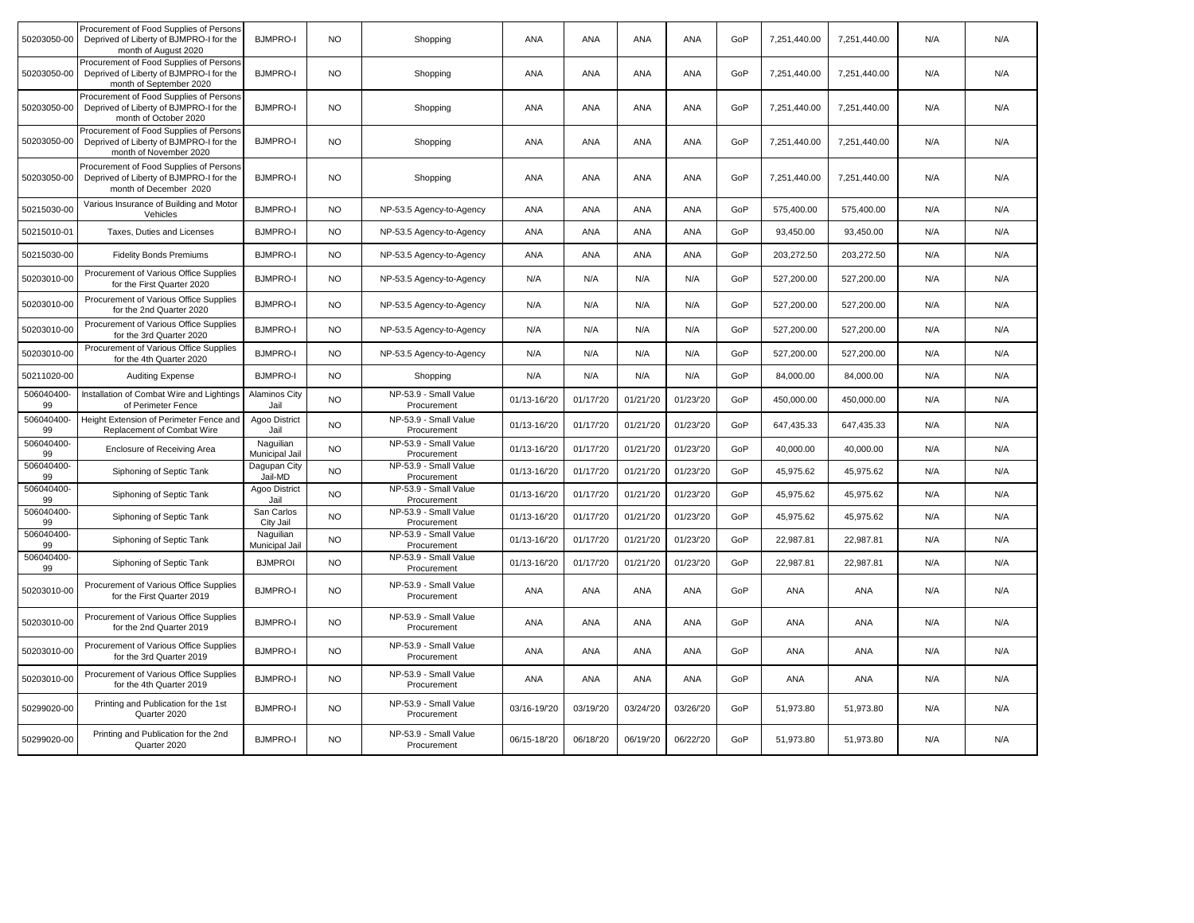| | | | | | | | | | | | | | |
|---|---|---|---|---|---|---|---|---|---|---|---|---|---|
| 50203050-00 | Procurement of Food Supplies of Persons Deprived of Liberty of BJMPRO-I for the month of August 2020 | BJMPRO-I | NO | Shopping | ANA | ANA | ANA | ANA | GoP | 7,251,440.00 | 7,251,440.00 | N/A | N/A |
| 50203050-00 | Procurement of Food Supplies of Persons Deprived of Liberty of BJMPRO-I for the month of September 2020 | BJMPRO-I | NO | Shopping | ANA | ANA | ANA | ANA | GoP | 7,251,440.00 | 7,251,440.00 | N/A | N/A |
| 50203050-00 | Procurement of Food Supplies of Persons Deprived of Liberty of BJMPRO-I for the month of October 2020 | BJMPRO-I | NO | Shopping | ANA | ANA | ANA | ANA | GoP | 7,251,440.00 | 7,251,440.00 | N/A | N/A |
| 50203050-00 | Procurement of Food Supplies of Persons Deprived of Liberty of BJMPRO-I for the month of November 2020 | BJMPRO-I | NO | Shopping | ANA | ANA | ANA | ANA | GoP | 7,251,440.00 | 7,251,440.00 | N/A | N/A |
| 50203050-00 | Procurement of Food Supplies of Persons Deprived of Liberty of BJMPRO-I for the month of December 2020 | BJMPRO-I | NO | Shopping | ANA | ANA | ANA | ANA | GoP | 7,251,440.00 | 7,251,440.00 | N/A | N/A |
| 50215030-00 | Various Insurance of Building and Motor Vehicles | BJMPRO-I | NO | NP-53.5 Agency-to-Agency | ANA | ANA | ANA | ANA | GoP | 575,400.00 | 575,400.00 | N/A | N/A |
| 50215010-01 | Taxes, Duties and Licenses | BJMPRO-I | NO | NP-53.5 Agency-to-Agency | ANA | ANA | ANA | ANA | GoP | 93,450.00 | 93,450.00 | N/A | N/A |
| 50215030-00 | Fidelity Bonds Premiums | BJMPRO-I | NO | NP-53.5 Agency-to-Agency | ANA | ANA | ANA | ANA | GoP | 203,272.50 | 203,272.50 | N/A | N/A |
| 50203010-00 | Procurement of Various Office Supplies for the First Quarter 2020 | BJMPRO-I | NO | NP-53.5 Agency-to-Agency | N/A | N/A | N/A | N/A | GoP | 527,200.00 | 527,200.00 | N/A | N/A |
| 50203010-00 | Procurement of Various Office Supplies for the 2nd Quarter 2020 | BJMPRO-I | NO | NP-53.5 Agency-to-Agency | N/A | N/A | N/A | N/A | GoP | 527,200.00 | 527,200.00 | N/A | N/A |
| 50203010-00 | Procurement of Various Office Supplies for the 3rd Quarter 2020 | BJMPRO-I | NO | NP-53.5 Agency-to-Agency | N/A | N/A | N/A | N/A | GoP | 527,200.00 | 527,200.00 | N/A | N/A |
| 50203010-00 | Procurement of Various Office Supplies for the 4th Quarter 2020 | BJMPRO-I | NO | NP-53.5 Agency-to-Agency | N/A | N/A | N/A | N/A | GoP | 527,200.00 | 527,200.00 | N/A | N/A |
| 50211020-00 | Auditing Expense | BJMPRO-I | NO | Shopping | N/A | N/A | N/A | N/A | GoP | 84,000.00 | 84,000.00 | N/A | N/A |
| 506040400-99 | Installation of Combat Wire and Lightings of Perimeter Fence | Alaminos City Jail | NO | NP-53.9 - Small Value Procurement | 01/13-16/'20 | 01/17/'20 | 01/21/'20 | 01/23/'20 | GoP | 450,000.00 | 450,000.00 | N/A | N/A |
| 506040400-99 | Height Extension of Perimeter Fence and Replacement of Combat Wire | Agoo District Jail | NO | NP-53.9 - Small Value Procurement | 01/13-16/'20 | 01/17/'20 | 01/21/'20 | 01/23/'20 | GoP | 647,435.33 | 647,435.33 | N/A | N/A |
| 506040400-99 | Enclosure of Receiving Area | Naguilian Municipal Jail | NO | NP-53.9 - Small Value Procurement | 01/13-16/'20 | 01/17/'20 | 01/21/'20 | 01/23/'20 | GoP | 40,000.00 | 40,000.00 | N/A | N/A |
| 506040400-99 | Siphoning of Septic Tank | Dagupan City Jail-MD | NO | NP-53.9 - Small Value Procurement | 01/13-16/'20 | 01/17/'20 | 01/21/'20 | 01/23/'20 | GoP | 45,975.62 | 45,975.62 | N/A | N/A |
| 506040400-99 | Siphoning of Septic Tank | Agoo District Jail | NO | NP-53.9 - Small Value Procurement | 01/13-16/'20 | 01/17/'20 | 01/21/'20 | 01/23/'20 | GoP | 45,975.62 | 45,975.62 | N/A | N/A |
| 506040400-99 | Siphoning of Septic Tank | San Carlos City Jail | NO | NP-53.9 - Small Value Procurement | 01/13-16/'20 | 01/17/'20 | 01/21/'20 | 01/23/'20 | GoP | 45,975.62 | 45,975.62 | N/A | N/A |
| 506040400-99 | Siphoning of Septic Tank | Naguilian Municipal Jail | NO | NP-53.9 - Small Value Procurement | 01/13-16/'20 | 01/17/'20 | 01/21/'20 | 01/23/'20 | GoP | 22,987.81 | 22,987.81 | N/A | N/A |
| 506040400-99 | Siphoning of Septic Tank | BJMPROI | NO | NP-53.9 - Small Value Procurement | 01/13-16/'20 | 01/17/'20 | 01/21/'20 | 01/23/'20 | GoP | 22,987.81 | 22,987.81 | N/A | N/A |
| 50203010-00 | Procurement of Various Office Supplies for the First Quarter 2019 | BJMPRO-I | NO | NP-53.9 - Small Value Procurement | ANA | ANA | ANA | ANA | GoP | ANA | ANA | N/A | N/A |
| 50203010-00 | Procurement of Various Office Supplies for the 2nd Quarter 2019 | BJMPRO-I | NO | NP-53.9 - Small Value Procurement | ANA | ANA | ANA | ANA | GoP | ANA | ANA | N/A | N/A |
| 50203010-00 | Procurement of Various Office Supplies for the 3rd Quarter 2019 | BJMPRO-I | NO | NP-53.9 - Small Value Procurement | ANA | ANA | ANA | ANA | GoP | ANA | ANA | N/A | N/A |
| 50203010-00 | Procurement of Various Office Supplies for the 4th Quarter 2019 | BJMPRO-I | NO | NP-53.9 - Small Value Procurement | ANA | ANA | ANA | ANA | GoP | ANA | ANA | N/A | N/A |
| 50299020-00 | Printing and Publication for the 1st Quarter 2020 | BJMPRO-I | NO | NP-53.9 - Small Value Procurement | 03/16-19/'20 | 03/19/'20 | 03/24/'20 | 03/26/'20 | GoP | 51,973.80 | 51,973.80 | N/A | N/A |
| 50299020-00 | Printing and Publication for the 2nd Quarter 2020 | BJMPRO-I | NO | NP-53.9 - Small Value Procurement | 06/15-18/'20 | 06/18/'20 | 06/19/'20 | 06/22/'20 | GoP | 51,973.80 | 51,973.80 | N/A | N/A |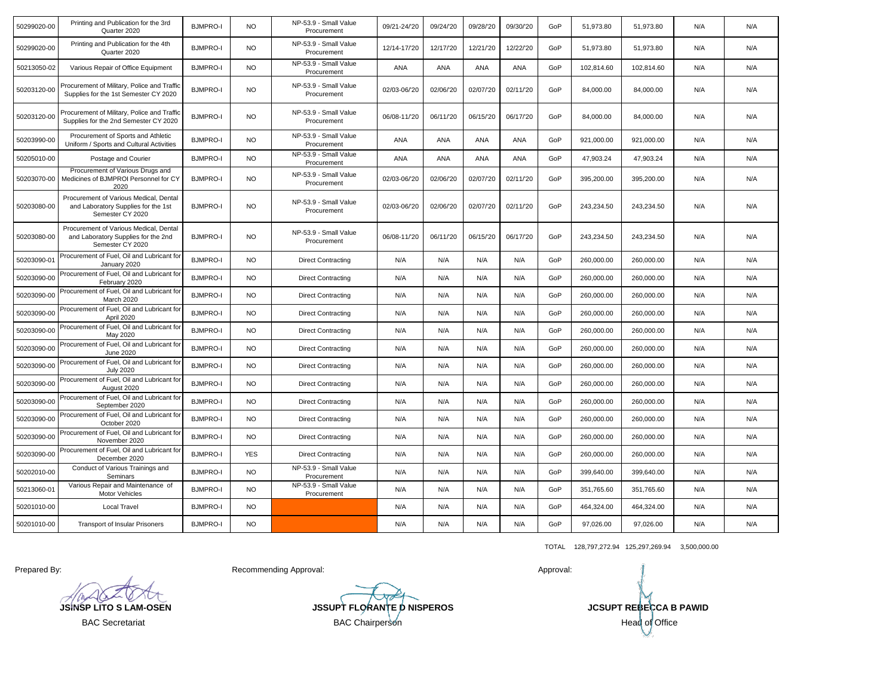| | | | | | | | | | | | | | | |
|---|---|---|---|---|---|---|---|---|---|---|---|---|---|---|
| 50299020-00 | Printing and Publication for the 3rd Quarter 2020 | BJMPRO-I | NO | NP-53.9 - Small Value Procurement | 09/21-24/'20 | 09/24/'20 | 09/28/'20 | 09/30/'20 | GoP | 51,973.80 | 51,973.80 | N/A | N/A |
| 50299020-00 | Printing and Publication for the 4th Quarter 2020 | BJMPRO-I | NO | NP-53.9 - Small Value Procurement | 12/14-17/'20 | 12/17/'20 | 12/21/'20 | 12/22/'20 | GoP | 51,973.80 | 51,973.80 | N/A | N/A |
| 50213050-02 | Various Repair of Office Equipment | BJMPRO-I | NO | NP-53.9 - Small Value Procurement | ANA | ANA | ANA | ANA | GoP | 102,814.60 | 102,814.60 | N/A | N/A |
| 50203120-00 | Procurement of Military, Police and Traffic Supplies for the 1st Semester CY 2020 | BJMPRO-I | NO | NP-53.9 - Small Value Procurement | 02/03-06/'20 | 02/06/'20 | 02/07/'20 | 02/11/'20 | GoP | 84,000.00 | 84,000.00 | N/A | N/A |
| 50203120-00 | Procurement of Military, Police and Traffic Supplies for the 2nd Semester CY 2020 | BJMPRO-I | NO | NP-53.9 - Small Value Procurement | 06/08-11/'20 | 06/11/'20 | 06/15/'20 | 06/17/'20 | GoP | 84,000.00 | 84,000.00 | N/A | N/A |
| 50203990-00 | Procurement of Sports and Athletic Uniform / Sports and Cultural Activities | BJMPRO-I | NO | NP-53.9 - Small Value Procurement | ANA | ANA | ANA | ANA | GoP | 921,000.00 | 921,000.00 | N/A | N/A |
| 50205010-00 | Postage and Courier | BJMPRO-I | NO | NP-53.9 - Small Value Procurement | ANA | ANA | ANA | ANA | GoP | 47,903.24 | 47,903.24 | N/A | N/A |
| 50203070-00 | Procurement of Various Drugs and Medicines of BJMPROI Personnel for CY 2020 | BJMPRO-I | NO | NP-53.9 - Small Value Procurement | 02/03-06/'20 | 02/06/'20 | 02/07/'20 | 02/11/'20 | GoP | 395,200.00 | 395,200.00 | N/A | N/A |
| 50203080-00 | Procurement of Various Medical, Dental and Laboratory Supplies for the 1st Semester CY 2020 | BJMPRO-I | NO | NP-53.9 - Small Value Procurement | 02/03-06/'20 | 02/06/'20 | 02/07/'20 | 02/11/'20 | GoP | 243,234.50 | 243,234.50 | N/A | N/A |
| 50203080-00 | Procurement of Various Medical, Dental and Laboratory Supplies for the 2nd Semester CY 2020 | BJMPRO-I | NO | NP-53.9 - Small Value Procurement | 06/08-11/'20 | 06/11/'20 | 06/15/'20 | 06/17/'20 | GoP | 243,234.50 | 243,234.50 | N/A | N/A |
| 50203090-01 | Procurement of Fuel, Oil and Lubricant for January 2020 | BJMPRO-I | NO | Direct Contracting | N/A | N/A | N/A | N/A | GoP | 260,000.00 | 260,000.00 | N/A | N/A |
| 50203090-00 | Procurement of Fuel, Oil and Lubricant for February 2020 | BJMPRO-I | NO | Direct Contracting | N/A | N/A | N/A | N/A | GoP | 260,000.00 | 260,000.00 | N/A | N/A |
| 50203090-00 | Procurement of Fuel, Oil and Lubricant for March 2020 | BJMPRO-I | NO | Direct Contracting | N/A | N/A | N/A | N/A | GoP | 260,000.00 | 260,000.00 | N/A | N/A |
| 50203090-00 | Procurement of Fuel, Oil and Lubricant for April 2020 | BJMPRO-I | NO | Direct Contracting | N/A | N/A | N/A | N/A | GoP | 260,000.00 | 260,000.00 | N/A | N/A |
| 50203090-00 | Procurement of Fuel, Oil and Lubricant for May 2020 | BJMPRO-I | NO | Direct Contracting | N/A | N/A | N/A | N/A | GoP | 260,000.00 | 260,000.00 | N/A | N/A |
| 50203090-00 | Procurement of Fuel, Oil and Lubricant for June 2020 | BJMPRO-I | NO | Direct Contracting | N/A | N/A | N/A | N/A | GoP | 260,000.00 | 260,000.00 | N/A | N/A |
| 50203090-00 | Procurement of Fuel, Oil and Lubricant for July 2020 | BJMPRO-I | NO | Direct Contracting | N/A | N/A | N/A | N/A | GoP | 260,000.00 | 260,000.00 | N/A | N/A |
| 50203090-00 | Procurement of Fuel, Oil and Lubricant for August 2020 | BJMPRO-I | NO | Direct Contracting | N/A | N/A | N/A | N/A | GoP | 260,000.00 | 260,000.00 | N/A | N/A |
| 50203090-00 | Procurement of Fuel, Oil and Lubricant for September 2020 | BJMPRO-I | NO | Direct Contracting | N/A | N/A | N/A | N/A | GoP | 260,000.00 | 260,000.00 | N/A | N/A |
| 50203090-00 | Procurement of Fuel, Oil and Lubricant for October 2020 | BJMPRO-I | NO | Direct Contracting | N/A | N/A | N/A | N/A | GoP | 260,000.00 | 260,000.00 | N/A | N/A |
| 50203090-00 | Procurement of Fuel, Oil and Lubricant for November 2020 | BJMPRO-I | NO | Direct Contracting | N/A | N/A | N/A | N/A | GoP | 260,000.00 | 260,000.00 | N/A | N/A |
| 50203090-00 | Procurement of Fuel, Oil and Lubricant for December 2020 | BJMPRO-I | YES | Direct Contracting | N/A | N/A | N/A | N/A | GoP | 260,000.00 | 260,000.00 | N/A | N/A |
| 50202010-00 | Conduct of Various Trainings and Seminars | BJMPRO-I | NO | NP-53.9 - Small Value Procurement | N/A | N/A | N/A | N/A | GoP | 399,640.00 | 399,640.00 | N/A | N/A |
| 50213060-01 | Various Repair and Maintenance of Motor Vehicles | BJMPRO-I | NO | NP-53.9 - Small Value Procurement | N/A | N/A | N/A | N/A | GoP | 351,765.60 | 351,765.60 | N/A | N/A |
| 50201010-00 | Local Travel | BJMPRO-I | NO | | N/A | N/A | N/A | N/A | GoP | 464,324.00 | 464,324.00 | N/A | N/A |
| 50201010-00 | Transport of Insular Prisoners | BJMPRO-I | NO | | N/A | N/A | N/A | N/A | GoP | 97,026.00 | 97,026.00 | N/A | N/A |

TOTAL 128,797,272.94 125,297,269.94 3,500,000.00

Prepared By:

**JSINSP LITO S LAM-OSEN**
BAC Secretariat

Recommending Approval:

**JSSUPT FLORANTE D NISPEROS**
BAC Chairperson

Approval:

**JCSUPT REBECCA B PAWID**
Head of Office